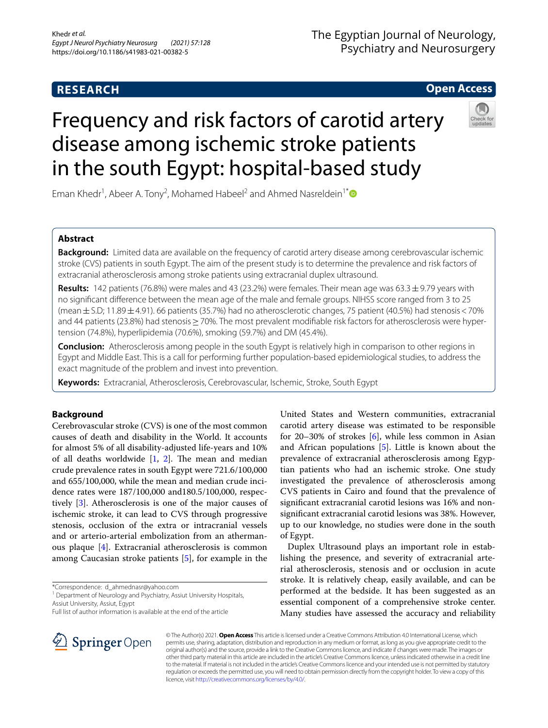**RESEARCH** **Open Access**

# Frequency and risk factors of carotid artery disease among ischemic stroke patients in the south Egypt: hospital-based study

Eman Khedr[1], Abeer A. Tony[2], Mohamed Habeel[2] and Ahmed Nasreldein[1*]

## Abstract

**Background:** Limited data are available on the frequency of carotid artery disease among cerebrovascular ischemic stroke (CVS) patients in south Egypt. The aim of the present study is to determine the prevalence and risk factors of extracranial atherosclerosis among stroke patients using extracranial duplex ultrasound.

**Results:** 142 patients (76.8%) were males and 43 (23.2%) were females. Their mean age was 63.3 ± 9.79 years with no significant difference between the mean age of the male and female groups. NIHSS score ranged from 3 to 25 (mean ± S.D; 11.89 ± 4.91). 66 patients (35.7%) had no atherosclerotic changes, 75 patient (40.5%) had stenosis < 70% and 44 patients (23.8%) had stenosis ≥ 70%. The most prevalent modifiable risk factors for atherosclerosis were hypertension (74.8%), hyperlipidemia (70.6%), smoking (59.7%) and DM (45.4%).

**Conclusion:** Atherosclerosis among people in the south Egypt is relatively high in comparison to other regions in Egypt and Middle East. This is a call for performing further population-based epidemiological studies, to address the exact magnitude of the problem and invest into prevention.

**Keywords:** Extracranial, Atherosclerosis, Cerebrovascular, Ischemic, Stroke, South Egypt

## Background

Cerebrovascular stroke (CVS) is one of the most common causes of death and disability in the World. It accounts for almost 5% of all disability-adjusted life-years and 10% of all deaths worldwide [1, 2]. The mean and median crude prevalence rates in south Egypt were 721.6/100,000 and 655/100,000, while the mean and median crude incidence rates were 187/100,000 and180.5/100,000, respectively [3]. Atherosclerosis is one of the major causes of ischemic stroke, it can lead to CVS through progressive stenosis, occlusion of the extra or intracranial vessels and or arterio-arterial embolization from an athermanous plaque [4]. Extracranial atherosclerosis is common among Caucasian stroke patients [5], for example in the United States and Western communities, extracranial carotid artery disease was estimated to be responsible for 20–30% of strokes [6], while less common in Asian and African populations [5]. Little is known about the prevalence of extracranial atherosclerosis among Egyptian patients who had an ischemic stroke. One study investigated the prevalence of atherosclerosis among CVS patients in Cairo and found that the prevalence of significant extracranial carotid lesions was 16% and non-significant extracranial carotid lesions was 38%. However, up to our knowledge, no studies were done in the south of Egypt.

Duplex Ultrasound plays an important role in establishing the presence, and severity of extracranial arterial atherosclerosis, stenosis and or occlusion in acute stroke. It is relatively cheap, easily available, and can be performed at the bedside. It has been suggested as an essential component of a comprehensive stroke center. Many studies have assessed the accuracy and reliability

*Correspondence: d_ahmednasr@yahoo.com
[1] Department of Neurology and Psychiatry, Assiut University Hospitals, Assiut University, Assiut, Egypt
Full list of author information is available at the end of the article

© The Author(s) 2021. **Open Access** This article is licensed under a Creative Commons Attribution 4.0 International License, which permits use, sharing, adaptation, distribution and reproduction in any medium or format, as long as you give appropriate credit to the original author(s) and the source, provide a link to the Creative Commons licence, and indicate if changes were made. The images or other third party material in this article are included in the article's Creative Commons licence, unless indicated otherwise in a credit line to the material. If material is not included in the article's Creative Commons licence and your intended use is not permitted by statutory regulation or exceeds the permitted use, you will need to obtain permission directly from the copyright holder. To view a copy of this licence, visit http://creativecommons.org/licenses/by/4.0/.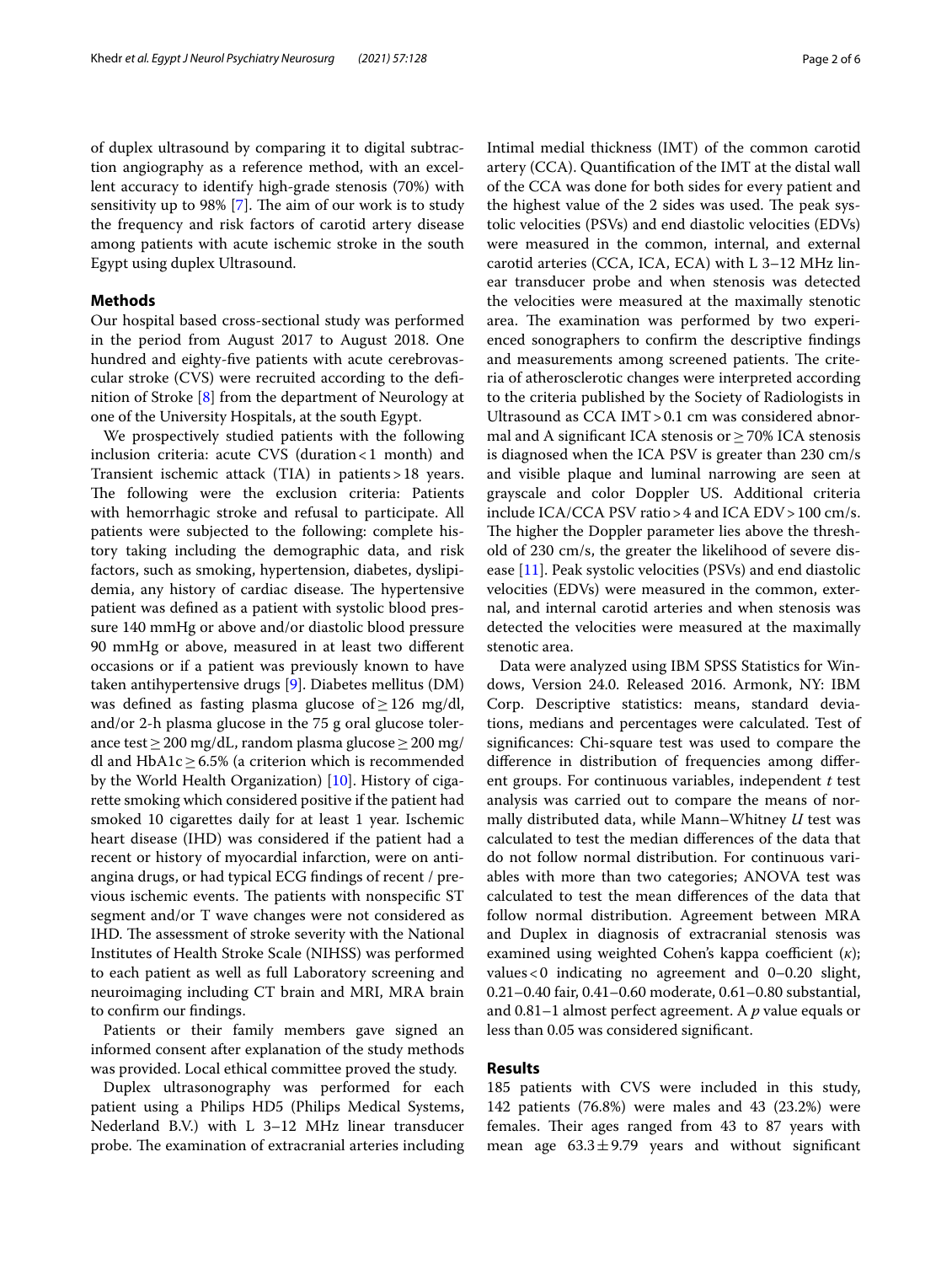of duplex ultrasound by comparing it to digital subtraction angiography as a reference method, with an excellent accuracy to identify high-grade stenosis (70%) with sensitivity up to 98% [7]. The aim of our work is to study the frequency and risk factors of carotid artery disease among patients with acute ischemic stroke in the south Egypt using duplex Ultrasound.

## Methods

Our hospital based cross-sectional study was performed in the period from August 2017 to August 2018. One hundred and eighty-five patients with acute cerebrovascular stroke (CVS) were recruited according to the definition of Stroke [8] from the department of Neurology at one of the University Hospitals, at the south Egypt.

We prospectively studied patients with the following inclusion criteria: acute CVS (duration < 1 month) and Transient ischemic attack (TIA) in patients > 18 years. The following were the exclusion criteria: Patients with hemorrhagic stroke and refusal to participate. All patients were subjected to the following: complete history taking including the demographic data, and risk factors, such as smoking, hypertension, diabetes, dyslipidemia, any history of cardiac disease. The hypertensive patient was defined as a patient with systolic blood pressure 140 mmHg or above and/or diastolic blood pressure 90 mmHg or above, measured in at least two different occasions or if a patient was previously known to have taken antihypertensive drugs [9]. Diabetes mellitus (DM) was defined as fasting plasma glucose of ≥ 126 mg/dl, and/or 2-h plasma glucose in the 75 g oral glucose tolerance test ≥ 200 mg/dL, random plasma glucose ≥ 200 mg/dl and HbA1c ≥ 6.5% (a criterion which is recommended by the World Health Organization) [10]. History of cigarette smoking which considered positive if the patient had smoked 10 cigarettes daily for at least 1 year. Ischemic heart disease (IHD) was considered if the patient had a recent or history of myocardial infarction, were on anti-angina drugs, or had typical ECG findings of recent / previous ischemic events. The patients with nonspecific ST segment and/or T wave changes were not considered as IHD. The assessment of stroke severity with the National Institutes of Health Stroke Scale (NIHSS) was performed to each patient as well as full Laboratory screening and neuroimaging including CT brain and MRI, MRA brain to confirm our findings.

Patients or their family members gave signed an informed consent after explanation of the study methods was provided. Local ethical committee proved the study.

Duplex ultrasonography was performed for each patient using a Philips HD5 (Philips Medical Systems, Nederland B.V.) with L 3–12 MHz linear transducer probe. The examination of extracranial arteries including Intimal medial thickness (IMT) of the common carotid artery (CCA). Quantification of the IMT at the distal wall of the CCA was done for both sides for every patient and the highest value of the 2 sides was used. The peak systolic velocities (PSVs) and end diastolic velocities (EDVs) were measured in the common, internal, and external carotid arteries (CCA, ICA, ECA) with L 3–12 MHz linear transducer probe and when stenosis was detected the velocities were measured at the maximally stenotic area. The examination was performed by two experienced sonographers to confirm the descriptive findings and measurements among screened patients. The criteria of atherosclerotic changes were interpreted according to the criteria published by the Society of Radiologists in Ultrasound as CCA IMT > 0.1 cm was considered abnormal and A significant ICA stenosis or ≥ 70% ICA stenosis is diagnosed when the ICA PSV is greater than 230 cm/s and visible plaque and luminal narrowing are seen at grayscale and color Doppler US. Additional criteria include ICA/CCA PSV ratio > 4 and ICA EDV > 100 cm/s. The higher the Doppler parameter lies above the threshold of 230 cm/s, the greater the likelihood of severe disease [11]. Peak systolic velocities (PSVs) and end diastolic velocities (EDVs) were measured in the common, external, and internal carotid arteries and when stenosis was detected the velocities were measured at the maximally stenotic area.

Data were analyzed using IBM SPSS Statistics for Windows, Version 24.0. Released 2016. Armonk, NY: IBM Corp. Descriptive statistics: means, standard deviations, medians and percentages were calculated. Test of significances: Chi-square test was used to compare the difference in distribution of frequencies among different groups. For continuous variables, independent *t* test analysis was carried out to compare the means of normally distributed data, while Mann–Whitney *U* test was calculated to test the median differences of the data that do not follow normal distribution. For continuous variables with more than two categories; ANOVA test was calculated to test the mean differences of the data that follow normal distribution. Agreement between MRA and Duplex in diagnosis of extracranial stenosis was examined using weighted Cohen's kappa coefficient ($\kappa$); values < 0 indicating no agreement and 0–0.20 slight, 0.21–0.40 fair, 0.41–0.60 moderate, 0.61–0.80 substantial, and 0.81–1 almost perfect agreement. A *p* value equals or less than 0.05 was considered significant.

## Results

185 patients with CVS were included in this study, 142 patients (76.8%) were males and 43 (23.2%) were females. Their ages ranged from 43 to 87 years with mean age 63.3 ± 9.79 years and without significant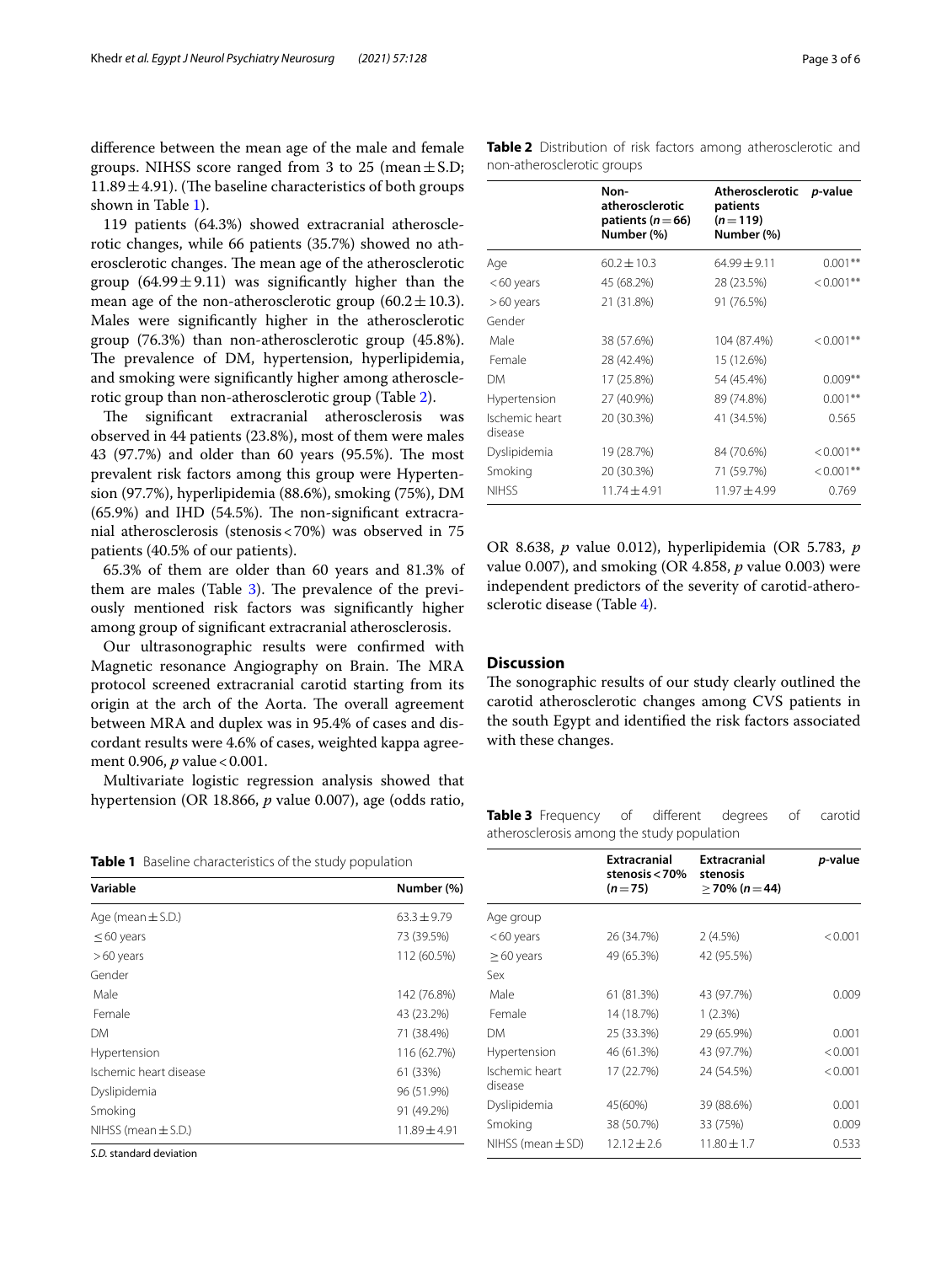difference between the mean age of the male and female groups. NIHSS score ranged from 3 to 25 (mean ± S.D; 11.89 ± 4.91). (The baseline characteristics of both groups shown in Table 1).

119 patients (64.3%) showed extracranial atherosclerotic changes, while 66 patients (35.7%) showed no atherosclerotic changes. The mean age of the atherosclerotic group (64.99 ± 9.11) was significantly higher than the mean age of the non-atherosclerotic group (60.2 ± 10.3). Males were significantly higher in the atherosclerotic group (76.3%) than non-atherosclerotic group (45.8%). The prevalence of DM, hypertension, hyperlipidemia, and smoking were significantly higher among atherosclerotic group than non-atherosclerotic group (Table 2).

The significant extracranial atherosclerosis was observed in 44 patients (23.8%), most of them were males 43 (97.7%) and older than 60 years (95.5%). The most prevalent risk factors among this group were Hypertension (97.7%), hyperlipidemia (88.6%), smoking (75%), DM (65.9%) and IHD (54.5%). The non-significant extracranial atherosclerosis (stenosis < 70%) was observed in 75 patients (40.5% of our patients).

65.3% of them are older than 60 years and 81.3% of them are males (Table 3). The prevalence of the previously mentioned risk factors was significantly higher among group of significant extracranial atherosclerosis.

Our ultrasonographic results were confirmed with Magnetic resonance Angiography on Brain. The MRA protocol screened extracranial carotid starting from its origin at the arch of the Aorta. The overall agreement between MRA and duplex was in 95.4% of cases and discordant results were 4.6% of cases, weighted kappa agreement 0.906, *p* value < 0.001.

Multivariate logistic regression analysis showed that hypertension (OR 18.866, *p* value 0.007), age (odds ratio, OR 8.638, *p* value 0.012), hyperlipidemia (OR 5.783, *p* value 0.007), and smoking (OR 4.858, *p* value 0.003) were independent predictors of the severity of carotid-atherosclerotic disease (Table 4).

**Table 1** Baseline characteristics of the study population

| Variable | Number (%) |
|---|---|
| Age (mean ± S.D.) | 63.3 ± 9.79 |
| ≤ 60 years | 73 (39.5%) |
| > 60 years | 112 (60.5%) |
| Gender | |
| Male | 142 (76.8%) |
| Female | 43 (23.2%) |
| DM | 71 (38.4%) |
| Hypertension | 116 (62.7%) |
| Ischemic heart disease | 61 (33%) |
| Dyslipidemia | 96 (51.9%) |
| Smoking | 91 (49.2%) |
| NIHSS (mean ± S.D.) | 11.89 ± 4.91 |

*S.D.* standard deviation

**Table 2** Distribution of risk factors among atherosclerotic and non-atherosclerotic groups

| | Non-atherosclerotic patients (*n* = 66) Number (%) | Atherosclerotic patients (*n* = 119) Number (%) | *p*-value |
|---|---|---|---|
| Age | 60.2 ± 10.3 | 64.99 ± 9.11 | 0.001** |
| < 60 years | 45 (68.2%) | 28 (23.5%) | < 0.001** |
| > 60 years | 21 (31.8%) | 91 (76.5%) | |
| Gender | | | |
| Male | 38 (57.6%) | 104 (87.4%) | < 0.001** |
| Female | 28 (42.4%) | 15 (12.6%) | |
| DM | 17 (25.8%) | 54 (45.4%) | 0.009** |
| Hypertension | 27 (40.9%) | 89 (74.8%) | 0.001** |
| Ischemic heart disease | 20 (30.3%) | 41 (34.5%) | 0.565 |
| Dyslipidemia | 19 (28.7%) | 84 (70.6%) | < 0.001** |
| Smoking | 20 (30.3%) | 71 (59.7%) | < 0.001** |
| NIHSS | 11.74 ± 4.91 | 11.97 ± 4.99 | 0.769 |

## Discussion

The sonographic results of our study clearly outlined the carotid atherosclerotic changes among CVS patients in the south Egypt and identified the risk factors associated with these changes.

**Table 3** Frequency of different degrees of carotid atherosclerosis among the study population

| | Extracranial stenosis < 70% (*n* = 75) | Extracranial stenosis ≥ 70% (*n* = 44) | *p*-value |
|---|---|---|---|
| Age group | | | |
| < 60 years | 26 (34.7%) | 2 (4.5%) | < 0.001 |
| ≥ 60 years | 49 (65.3%) | 42 (95.5%) | |
| Sex | | | |
| Male | 61 (81.3%) | 43 (97.7%) | 0.009 |
| Female | 14 (18.7%) | 1 (2.3%) | |
| DM | 25 (33.3%) | 29 (65.9%) | 0.001 |
| Hypertension | 46 (61.3%) | 43 (97.7%) | < 0.001 |
| Ischemic heart disease | 17 (22.7%) | 24 (54.5%) | < 0.001 |
| Dyslipidemia | 45(60%) | 39 (88.6%) | 0.001 |
| Smoking | 38 (50.7%) | 33 (75%) | 0.009 |
| NIHSS (mean ± SD) | 12.12 ± 2.6 | 11.80 ± 1.7 | 0.533 |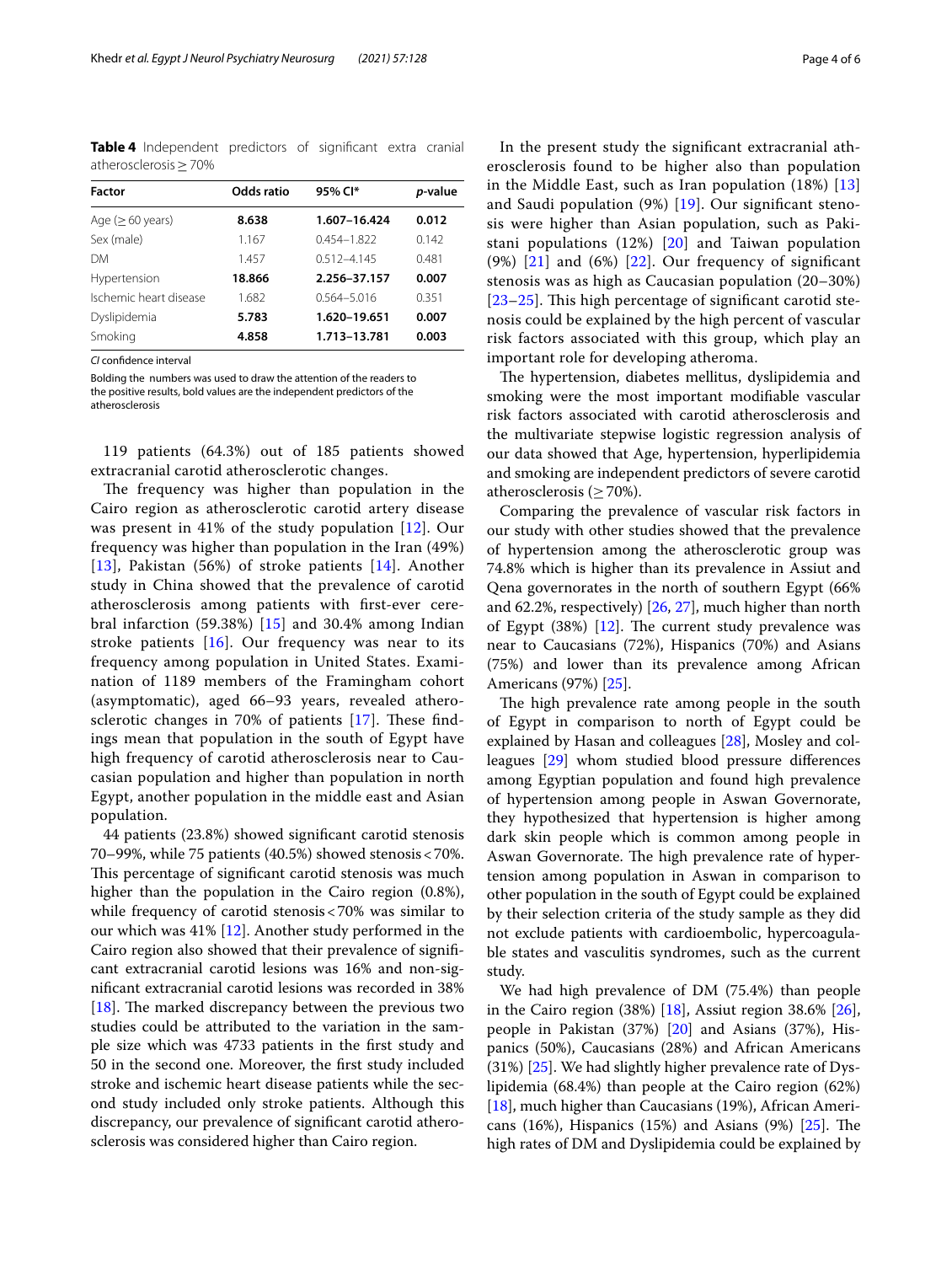**Table 4** Independent predictors of significant extra cranial atherosclerosis ≥ 70%

| Factor | Odds ratio | 95% CI* | *p*-value |
|---|---|---|---|
| Age (≥ 60 years) | **8.638** | **1.607–16.424** | **0.012** |
| Sex (male) | 1.167 | 0.454–1.822 | 0.142 |
| DM | 1.457 | 0.512–4.145 | 0.481 |
| Hypertension | **18.866** | **2.256–37.157** | **0.007** |
| Ischemic heart disease | 1.682 | 0.564–5.016 | 0.351 |
| Dyslipidemia | **5.783** | **1.620–19.651** | **0.007** |
| Smoking | **4.858** | **1.713–13.781** | **0.003** |

*CI* confidence interval

Bolding the numbers was used to draw the attention of the readers to the positive results, bold values are the independent predictors of the atherosclerosis

119 patients (64.3%) out of 185 patients showed extracranial carotid atherosclerotic changes.

The frequency was higher than population in the Cairo region as atherosclerotic carotid artery disease was present in 41% of the study population [12]. Our frequency was higher than population in the Iran (49%) [13], Pakistan (56%) of stroke patients [14]. Another study in China showed that the prevalence of carotid atherosclerosis among patients with first-ever cerebral infarction (59.38%) [15] and 30.4% among Indian stroke patients [16]. Our frequency was near to its frequency among population in United States. Examination of 1189 members of the Framingham cohort (asymptomatic), aged 66–93 years, revealed atherosclerotic changes in 70% of patients [17]. These findings mean that population in the south of Egypt have high frequency of carotid atherosclerosis near to Caucasian population and higher than population in north Egypt, another population in the middle east and Asian population.

44 patients (23.8%) showed significant carotid stenosis 70–99%, while 75 patients (40.5%) showed stenosis < 70%. This percentage of significant carotid stenosis was much higher than the population in the Cairo region (0.8%), while frequency of carotid stenosis < 70% was similar to our which was 41% [12]. Another study performed in the Cairo region also showed that their prevalence of significant extracranial carotid lesions was 16% and non-significant extracranial carotid lesions was recorded in 38% [18]. The marked discrepancy between the previous two studies could be attributed to the variation in the sample size which was 4733 patients in the first study and 50 in the second one. Moreover, the first study included stroke and ischemic heart disease patients while the second study included only stroke patients. Although this discrepancy, our prevalence of significant carotid atherosclerosis was considered higher than Cairo region.

In the present study the significant extracranial atherosclerosis found to be higher also than population in the Middle East, such as Iran population (18%) [13] and Saudi population (9%) [19]. Our significant stenosis were higher than Asian population, such as Pakistani populations (12%) [20] and Taiwan population (9%) [21] and (6%) [22]. Our frequency of significant stenosis was as high as Caucasian population (20–30%) [23–25]. This high percentage of significant carotid stenosis could be explained by the high percent of vascular risk factors associated with this group, which play an important role for developing atheroma.

The hypertension, diabetes mellitus, dyslipidemia and smoking were the most important modifiable vascular risk factors associated with carotid atherosclerosis and the multivariate stepwise logistic regression analysis of our data showed that Age, hypertension, hyperlipidemia and smoking are independent predictors of severe carotid atherosclerosis (≥ 70%).

Comparing the prevalence of vascular risk factors in our study with other studies showed that the prevalence of hypertension among the atherosclerotic group was 74.8% which is higher than its prevalence in Assiut and Qena governorates in the north of southern Egypt (66% and 62.2%, respectively) [26, 27], much higher than north of Egypt (38%) [12]. The current study prevalence was near to Caucasians (72%), Hispanics (70%) and Asians (75%) and lower than its prevalence among African Americans (97%) [25].

The high prevalence rate among people in the south of Egypt in comparison to north of Egypt could be explained by Hasan and colleagues [28], Mosley and colleagues [29] whom studied blood pressure differences among Egyptian population and found high prevalence of hypertension among people in Aswan Governorate, they hypothesized that hypertension is higher among dark skin people which is common among people in Aswan Governorate. The high prevalence rate of hypertension among population in Aswan in comparison to other population in the south of Egypt could be explained by their selection criteria of the study sample as they did not exclude patients with cardioembolic, hypercoagulable states and vasculitis syndromes, such as the current study.

We had high prevalence of DM (75.4%) than people in the Cairo region (38%) [18], Assiut region 38.6% [26], people in Pakistan (37%) [20] and Asians (37%), Hispanics (50%), Caucasians (28%) and African Americans (31%) [25]. We had slightly higher prevalence rate of Dyslipidemia (68.4%) than people at the Cairo region (62%) [18], much higher than Caucasians (19%), African Americans (16%), Hispanics (15%) and Asians (9%) [25]. The high rates of DM and Dyslipidemia could be explained by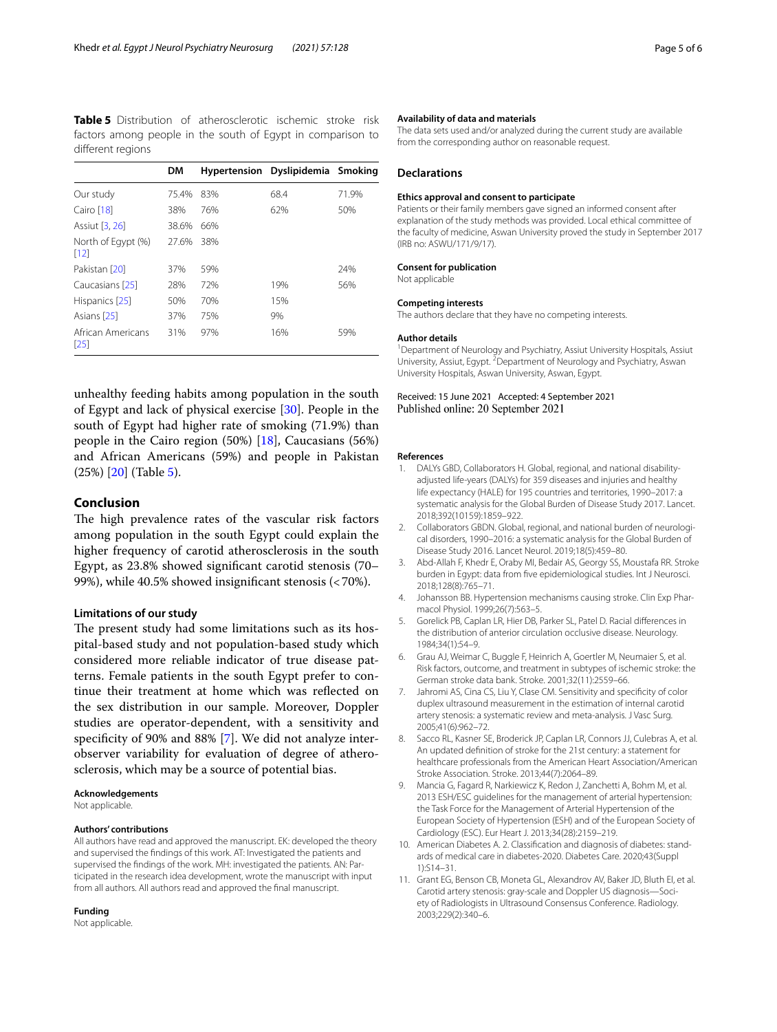**Table 5** Distribution of atherosclerotic ischemic stroke risk factors among people in the south of Egypt in comparison to different regions

| | DM | Hypertension | Dyslipidemia | Smoking |
|---|---|---|---|---|
| Our study | 75.4% | 83% | 68.4 | 71.9% |
| Cairo [18] | 38% | 76% | 62% | 50% |
| Assiut [3, 26] | 38.6% | 66% | | |
| North of Egypt (%) [12] | 27.6% | 38% | | |
| Pakistan [20] | 37% | 59% | | 24% |
| Caucasians [25] | 28% | 72% | 19% | 56% |
| Hispanics [25] | 50% | 70% | 15% | |
| Asians [25] | 37% | 75% | 9% | |
| African Americans [25] | 31% | 97% | 16% | 59% |

unhealthy feeding habits among population in the south of Egypt and lack of physical exercise [30]. People in the south of Egypt had higher rate of smoking (71.9%) than people in the Cairo region (50%) [18], Caucasians (56%) and African Americans (59%) and people in Pakistan (25%) [20] (Table 5).

## Conclusion

The high prevalence rates of the vascular risk factors among population in the south Egypt could explain the higher frequency of carotid atherosclerosis in the south Egypt, as 23.8% showed significant carotid stenosis (70–99%), while 40.5% showed insignificant stenosis (<70%).

### Limitations of our study

The present study had some limitations such as its hospital-based study and not population-based study which considered more reliable indicator of true disease patterns. Female patients in the south Egypt prefer to continue their treatment at home which was reflected on the sex distribution in our sample. Moreover, Doppler studies are operator-dependent, with a sensitivity and specificity of 90% and 88% [7]. We did not analyze interobserver variability for evaluation of degree of atherosclerosis, which may be a source of potential bias.

#### Acknowledgements
Not applicable.

#### Authors' contributions
All authors have read and approved the manuscript. EK: developed the theory and supervised the findings of this work. AT: Investigated the patients and supervised the findings of the work. MH: investigated the patients. AN: Participated in the research idea development, wrote the manuscript with input from all authors. All authors read and approved the final manuscript.

#### Funding
Not applicable.

#### Availability of data and materials
The data sets used and/or analyzed during the current study are available from the corresponding author on reasonable request.

## Declarations

#### Ethics approval and consent to participate
Patients or their family members gave signed an informed consent after explanation of the study methods was provided. Local ethical committee of the faculty of medicine, Aswan University proved the study in September 2017 (IRB no: ASWU/171/9/17).

#### Consent for publication
Not applicable

#### Competing interests
The authors declare that they have no competing interests.

#### Author details
[1]Department of Neurology and Psychiatry, Assiut University Hospitals, Assiut University, Assiut, Egypt. [2]Department of Neurology and Psychiatry, Aswan University Hospitals, Aswan University, Aswan, Egypt.

Received: 15 June 2021 Accepted: 4 September 2021
Published online: 20 September 2021

#### References

1. DALYs GBD, Collaborators H. Global, regional, and national disability-adjusted life-years (DALYs) for 359 diseases and injuries and healthy life expectancy (HALE) for 195 countries and territories, 1990–2017: a systematic analysis for the Global Burden of Disease Study 2017. Lancet. 2018;392(10159):1859–922.
2. Collaborators GBDN. Global, regional, and national burden of neurological disorders, 1990–2016: a systematic analysis for the Global Burden of Disease Study 2016. Lancet Neurol. 2019;18(5):459–80.
3. Abd-Allah F, Khedr E, Oraby MI, Bedair AS, Georgy SS, Moustafa RR. Stroke burden in Egypt: data from five epidemiological studies. Int J Neurosci. 2018;128(8):765–71.
4. Johansson BB. Hypertension mechanisms causing stroke. Clin Exp Pharmacol Physiol. 1999;26(7):563–5.
5. Gorelick PB, Caplan LR, Hier DB, Parker SL, Patel D. Racial differences in the distribution of anterior circulation occlusive disease. Neurology. 1984;34(1):54–9.
6. Grau AJ, Weimar C, Buggle F, Heinrich A, Goertler M, Neumaier S, et al. Risk factors, outcome, and treatment in subtypes of ischemic stroke: the German stroke data bank. Stroke. 2001;32(11):2559–66.
7. Jahromi AS, Cina CS, Liu Y, Clase CM. Sensitivity and specificity of color duplex ultrasound measurement in the estimation of internal carotid artery stenosis: a systematic review and meta-analysis. J Vasc Surg. 2005;41(6):962–72.
8. Sacco RL, Kasner SE, Broderick JP, Caplan LR, Connors JJ, Culebras A, et al. An updated definition of stroke for the 21st century: a statement for healthcare professionals from the American Heart Association/American Stroke Association. Stroke. 2013;44(7):2064–89.
9. Mancia G, Fagard R, Narkiewicz K, Redon J, Zanchetti A, Bohm M, et al. 2013 ESH/ESC guidelines for the management of arterial hypertension: the Task Force for the Management of Arterial Hypertension of the European Society of Hypertension (ESH) and of the European Society of Cardiology (ESC). Eur Heart J. 2013;34(28):2159–219.
10. American Diabetes A. 2. Classification and diagnosis of diabetes: standards of medical care in diabetes-2020. Diabetes Care. 2020;43(Suppl 1):S14–31.
11. Grant EG, Benson CB, Moneta GL, Alexandrov AV, Baker JD, Bluth EI, et al. Carotid artery stenosis: gray-scale and Doppler US diagnosis—Society of Radiologists in Ultrasound Consensus Conference. Radiology. 2003;229(2):340–6.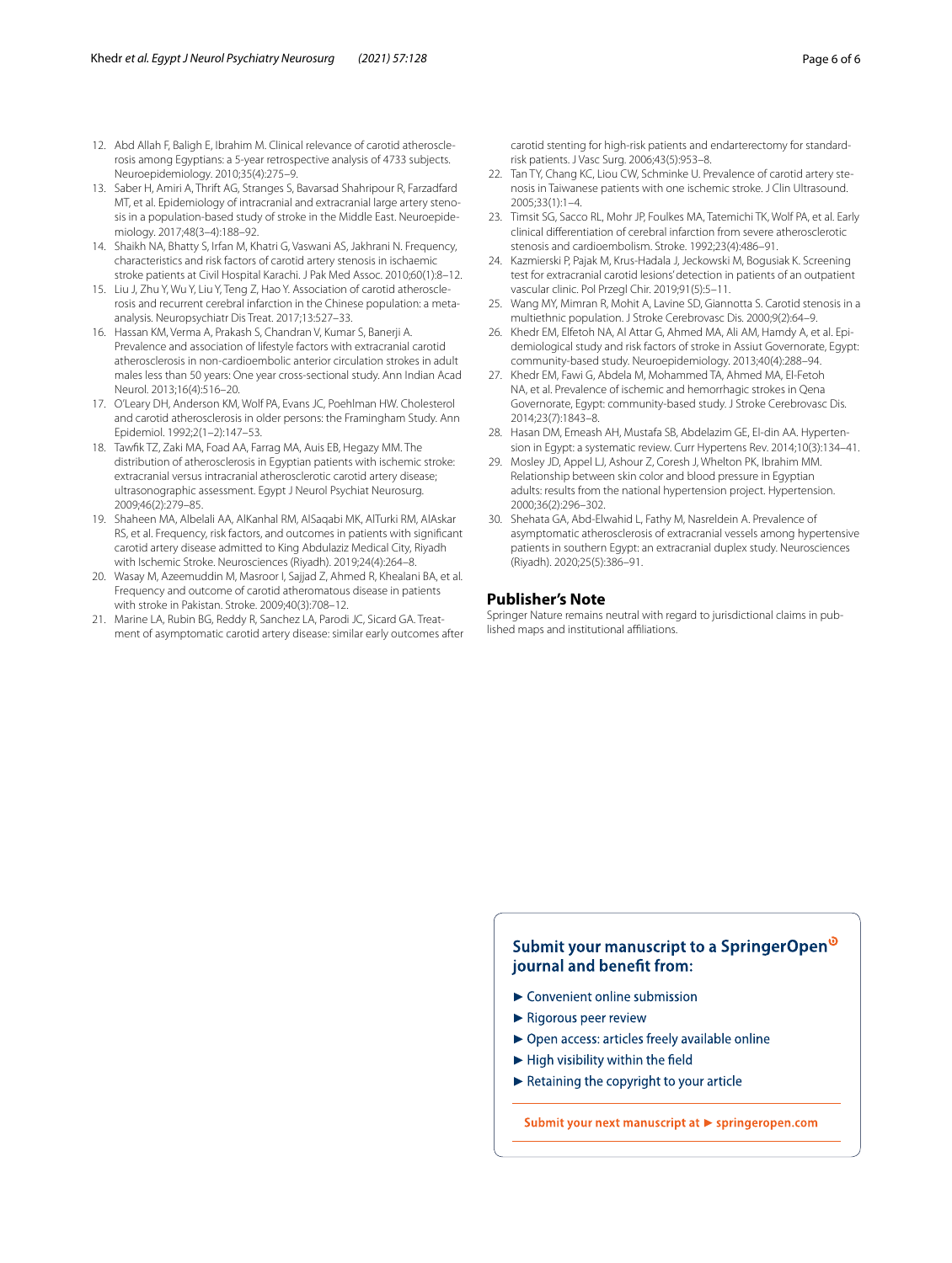12. Abd Allah F, Baligh E, Ibrahim M. Clinical relevance of carotid atherosclerosis among Egyptians: a 5-year retrospective analysis of 4733 subjects. Neuroepidemiology. 2010;35(4):275–9.
13. Saber H, Amiri A, Thrift AG, Stranges S, Bavarsad Shahripour R, Farzadfard MT, et al. Epidemiology of intracranial and extracranial large artery stenosis in a population-based study of stroke in the Middle East. Neuroepidemiology. 2017;48(3–4):188–92.
14. Shaikh NA, Bhatty S, Irfan M, Khatri G, Vaswani AS, Jakhrani N. Frequency, characteristics and risk factors of carotid artery stenosis in ischaemic stroke patients at Civil Hospital Karachi. J Pak Med Assoc. 2010;60(1):8–12.
15. Liu J, Zhu Y, Wu Y, Liu Y, Teng Z, Hao Y. Association of carotid atherosclerosis and recurrent cerebral infarction in the Chinese population: a meta-analysis. Neuropsychiatr Dis Treat. 2017;13:527–33.
16. Hassan KM, Verma A, Prakash S, Chandran V, Kumar S, Banerji A. Prevalence and association of lifestyle factors with extracranial carotid atherosclerosis in non-cardioembolic anterior circulation strokes in adult males less than 50 years: One year cross-sectional study. Ann Indian Acad Neurol. 2013;16(4):516–20.
17. O'Leary DH, Anderson KM, Wolf PA, Evans JC, Poehlman HW. Cholesterol and carotid atherosclerosis in older persons: the Framingham Study. Ann Epidemiol. 1992;2(1–2):147–53.
18. Tawfik TZ, Zaki MA, Foad AA, Farrag MA, Auis EB, Hegazy MM. The distribution of atherosclerosis in Egyptian patients with ischemic stroke: extracranial versus intracranial atherosclerotic carotid artery disease; ultrasonographic assessment. Egypt J Neurol Psychiat Neurosurg. 2009;46(2):279–85.
19. Shaheen MA, Albelali AA, AlKanhal RM, AlSaqabi MK, AlTurki RM, AlAskar RS, et al. Frequency, risk factors, and outcomes in patients with significant carotid artery disease admitted to King Abdulaziz Medical City, Riyadh with Ischemic Stroke. Neurosciences (Riyadh). 2019;24(4):264–8.
20. Wasay M, Azeemuddin M, Masroor I, Sajjad Z, Ahmed R, Khealani BA, et al. Frequency and outcome of carotid atheromatous disease in patients with stroke in Pakistan. Stroke. 2009;40(3):708–12.
21. Marine LA, Rubin BG, Reddy R, Sanchez LA, Parodi JC, Sicard GA. Treatment of asymptomatic carotid artery disease: similar early outcomes after carotid stenting for high-risk patients and endarterectomy for standard-risk patients. J Vasc Surg. 2006;43(5):953–8.
22. Tan TY, Chang KC, Liou CW, Schminke U. Prevalence of carotid artery stenosis in Taiwanese patients with one ischemic stroke. J Clin Ultrasound. 2005;33(1):1–4.
23. Timsit SG, Sacco RL, Mohr JP, Foulkes MA, Tatemichi TK, Wolf PA, et al. Early clinical differentiation of cerebral infarction from severe atherosclerotic stenosis and cardioembolism. Stroke. 1992;23(4):486–91.
24. Kazmierski P, Pajak M, Krus-Hadala J, Jeckowski M, Bogusiak K. Screening test for extracranial carotid lesions' detection in patients of an outpatient vascular clinic. Pol Przegl Chir. 2019;91(5):5–11.
25. Wang MY, Mimran R, Mohit A, Lavine SD, Giannotta S. Carotid stenosis in a multiethnic population. J Stroke Cerebrovasc Dis. 2000;9(2):64–9.
26. Khedr EM, Elfetoh NA, Al Attar G, Ahmed MA, Ali AM, Hamdy A, et al. Epidemiological study and risk factors of stroke in Assiut Governorate, Egypt: community-based study. Neuroepidemiology. 2013;40(4):288–94.
27. Khedr EM, Fawi G, Abdela M, Mohammed TA, Ahmed MA, El-Fetoh NA, et al. Prevalence of ischemic and hemorrhagic strokes in Qena Governorate, Egypt: community-based study. J Stroke Cerebrovasc Dis. 2014;23(7):1843–8.
28. Hasan DM, Emeash AH, Mustafa SB, Abdelazim GE, El-din AA. Hypertension in Egypt: a systematic review. Curr Hypertens Rev. 2014;10(3):134–41.
29. Mosley JD, Appel LJ, Ashour Z, Coresh J, Whelton PK, Ibrahim MM. Relationship between skin color and blood pressure in Egyptian adults: results from the national hypertension project. Hypertension. 2000;36(2):296–302.
30. Shehata GA, Abd-Elwahid L, Fathy M, Nasreldein A. Prevalence of asymptomatic atherosclerosis of extracranial vessels among hypertensive patients in southern Egypt: an extracranial duplex study. Neurosciences (Riyadh). 2020;25(5):386–91.

## Publisher's Note

Springer Nature remains neutral with regard to jurisdictional claims in published maps and institutional affiliations.

**Submit your manuscript to a SpringerOpen journal and benefit from:**

- ► Convenient online submission
- ► Rigorous peer review
- ► Open access: articles freely available online
- ► High visibility within the field
- ► Retaining the copyright to your article

**Submit your next manuscript at ► springeropen.com**